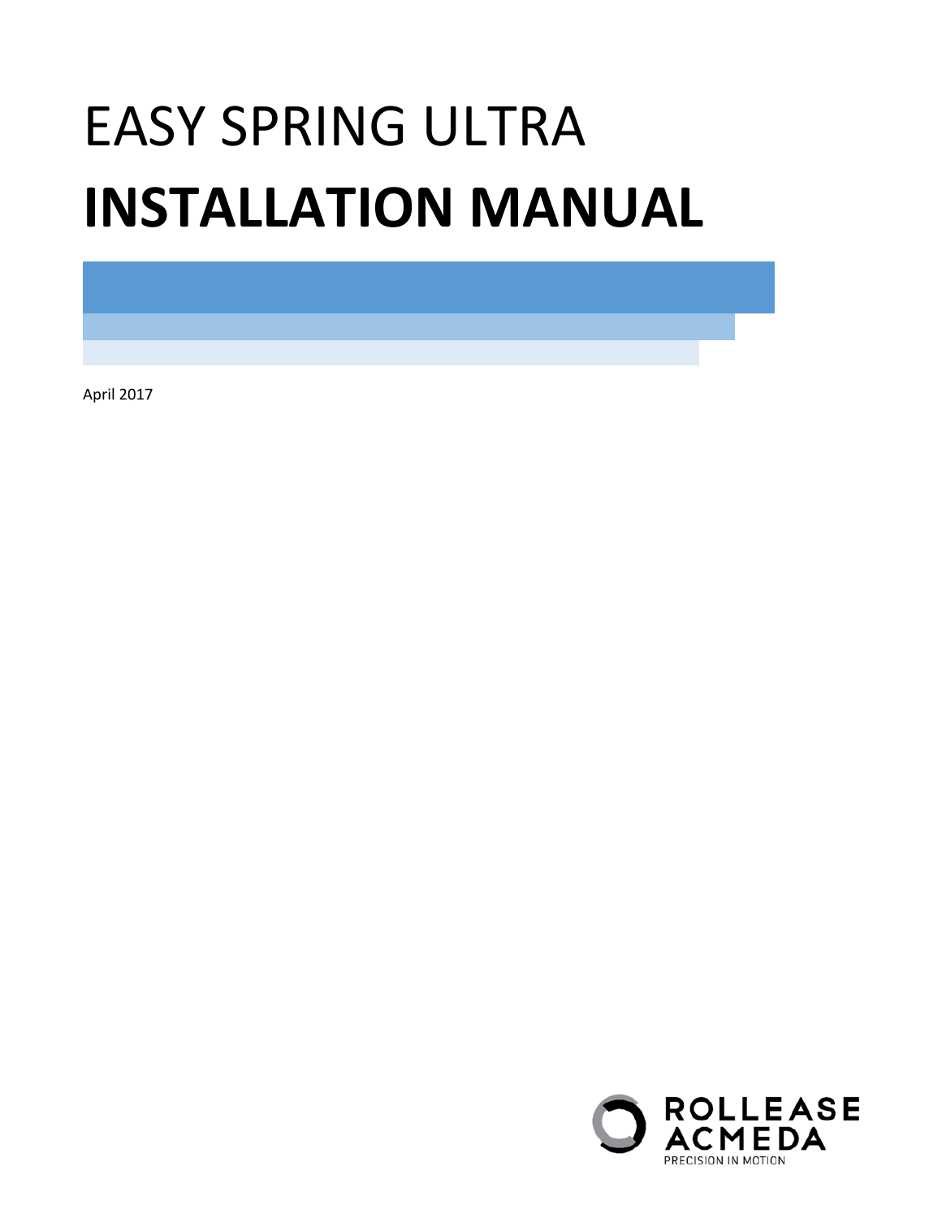# EASY SPRING ULTRA
# **INSTALLATION MANUAL**

April 2017

ROLLEASE ACMEDA
PRECISION IN MOTION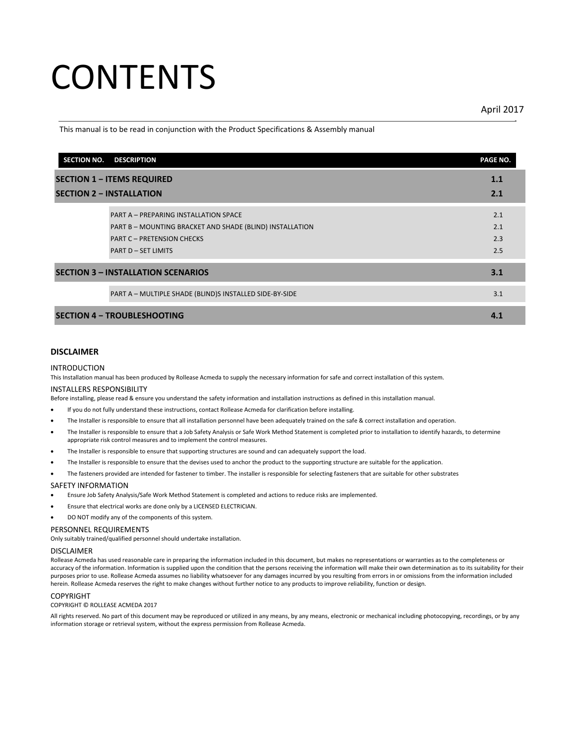# CONTENTS

April 2017

This manual is to be read in conjunction with the Product Specifications & Assembly manual

| SECTION NO. | DESCRIPTION | PAGE NO. |
|---|---|---|
| **SECTION 1 – ITEMS REQUIRED** | | **1.1** |
| **SECTION 2 – INSTALLATION** | | **2.1** |
| | PART A – PREPARING INSTALLATION SPACE | 2.1 |
| | PART B – MOUNTING BRACKET AND SHADE (BLIND) INSTALLATION | 2.1 |
| | PART C – PRETENSION CHECKS | 2.3 |
| | PART D – SET LIMITS | 2.5 |
| **SECTION 3 – INSTALLATION SCENARIOS** | | **3.1** |
| | PART A – MULTIPLE SHADE (BLIND)S INSTALLED SIDE-BY-SIDE | 3.1 |
| **SECTION 4 – TROUBLESHOOTING** | | **4.1** |

## DISCLAIMER

### INTRODUCTION

This Installation manual has been produced by Rollease Acmeda to supply the necessary information for safe and correct installation of this system.

### INSTALLERS RESPONSIBILITY

Before installing, please read & ensure you understand the safety information and installation instructions as defined in this installation manual.

- If you do not fully understand these instructions, contact Rollease Acmeda for clarification before installing.
- The Installer is responsible to ensure that all installation personnel have been adequately trained on the safe & correct installation and operation.
- The Installer is responsible to ensure that a Job Safety Analysis or Safe Work Method Statement is completed prior to installation to identify hazards, to determine appropriate risk control measures and to implement the control measures.
- The Installer is responsible to ensure that supporting structures are sound and can adequately support the load.
- The Installer is responsible to ensure that the devises used to anchor the product to the supporting structure are suitable for the application.
- The fasteners provided are intended for fastener to timber. The installer is responsible for selecting fasteners that are suitable for other substrates

### SAFETY INFORMATION

- Ensure Job Safety Analysis/Safe Work Method Statement is completed and actions to reduce risks are implemented.
- Ensure that electrical works are done only by a LICENSED ELECTRICIAN.
- DO NOT modify any of the components of this system.

### PERSONNEL REQUIREMENTS

Only suitably trained/qualified personnel should undertake installation.

### DISCLAIMER

Rollease Acmeda has used reasonable care in preparing the information included in this document, but makes no representations or warranties as to the completeness or accuracy of the information. Information is supplied upon the condition that the persons receiving the information will make their own determination as to its suitability for their purposes prior to use. Rollease Acmeda assumes no liability whatsoever for any damages incurred by you resulting from errors in or omissions from the information included herein. Rollease Acmeda reserves the right to make changes without further notice to any products to improve reliability, function or design.

### COPYRIGHT

COPYRIGHT © ROLLEASE ACMEDA 2017

All rights reserved. No part of this document may be reproduced or utilized in any means, by any means, electronic or mechanical including photocopying, recordings, or by any information storage or retrieval system, without the express permission from Rollease Acmeda.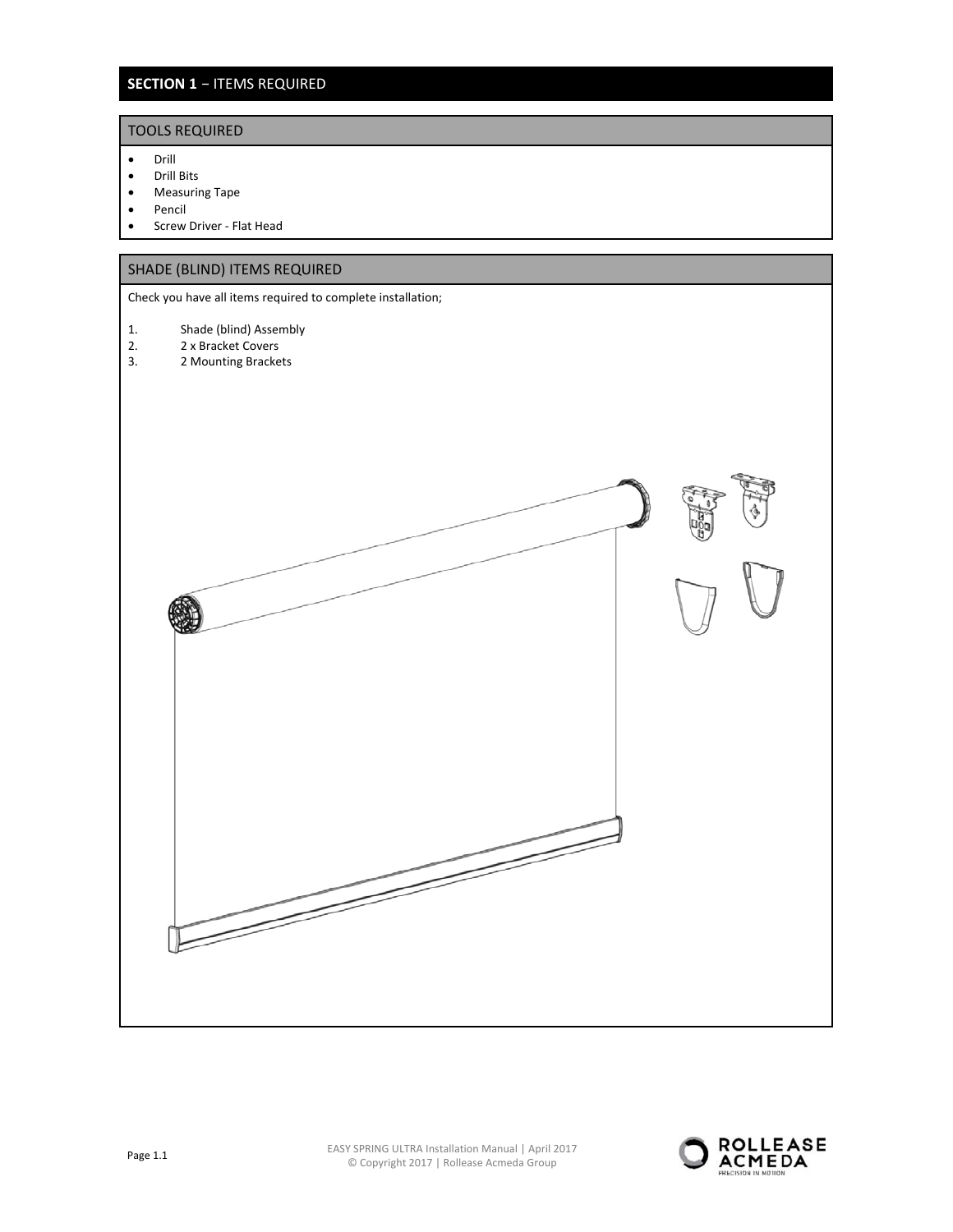# SECTION 1 – ITEMS REQUIRED

## TOOLS REQUIRED

- Drill
- Drill Bits
- Measuring Tape
- Pencil
- Screw Driver - Flat Head

## SHADE (BLIND) ITEMS REQUIRED

Check you have all items required to complete installation;

1. Shade (blind) Assembly
2. 2 x Bracket Covers
3. 2 Mounting Brackets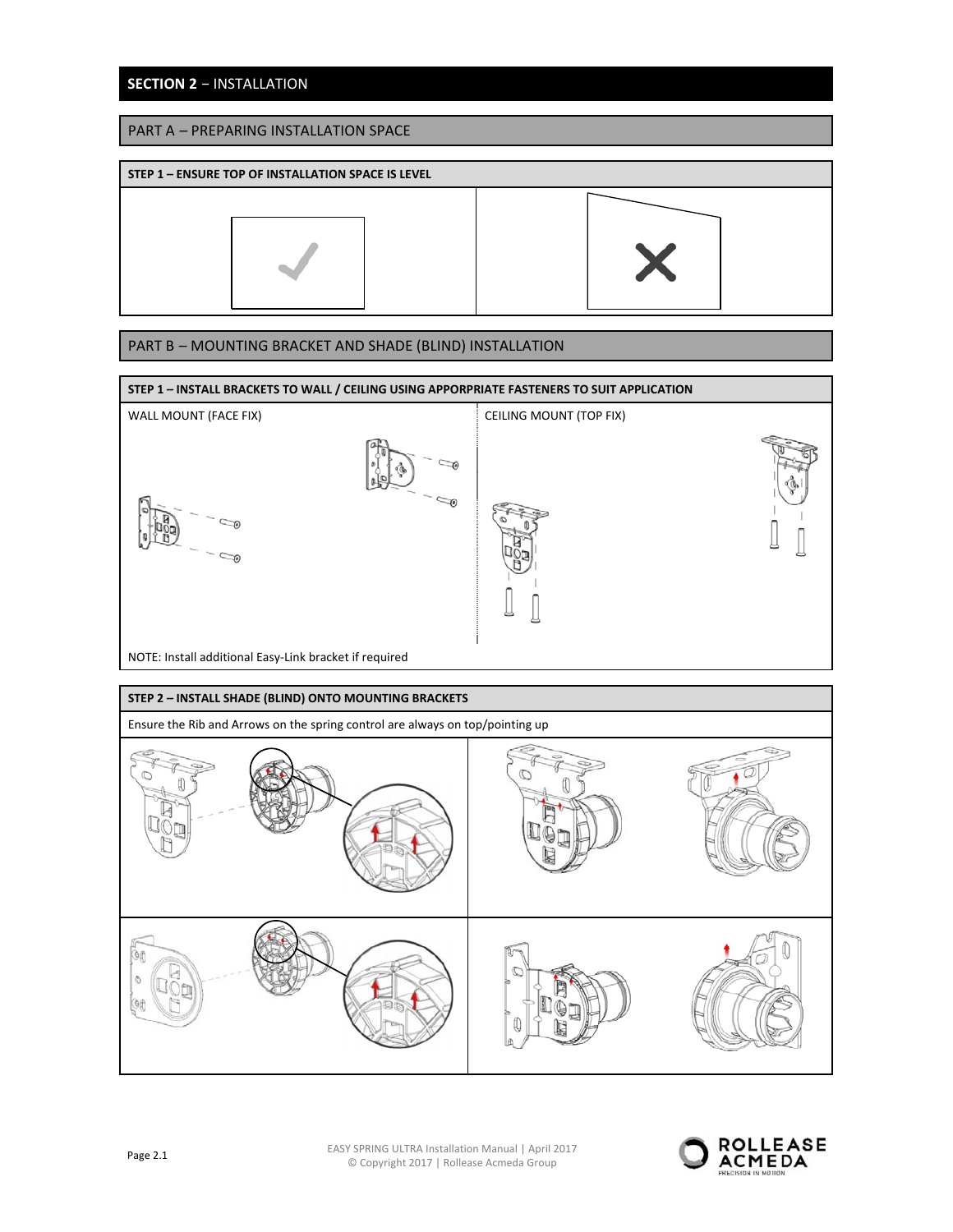# SECTION 2 – INSTALLATION

## PART A – PREPARING INSTALLATION SPACE

### STEP 1 – ENSURE TOP OF INSTALLATION SPACE IS LEVEL

## PART B – MOUNTING BRACKET AND SHADE (BLIND) INSTALLATION

### STEP 1 – INSTALL BRACKETS TO WALL / CEILING USING APPROPRIATE FASTENERS TO SUIT APPLICATION

WALL MOUNT (FACE FIX)

CEILING MOUNT (TOP FIX)

NOTE: Install additional Easy-Link bracket if required

### STEP 2 – INSTALL SHADE (BLIND) ONTO MOUNTING BRACKETS

Ensure the Rib and Arrows on the spring control are always on top/pointing up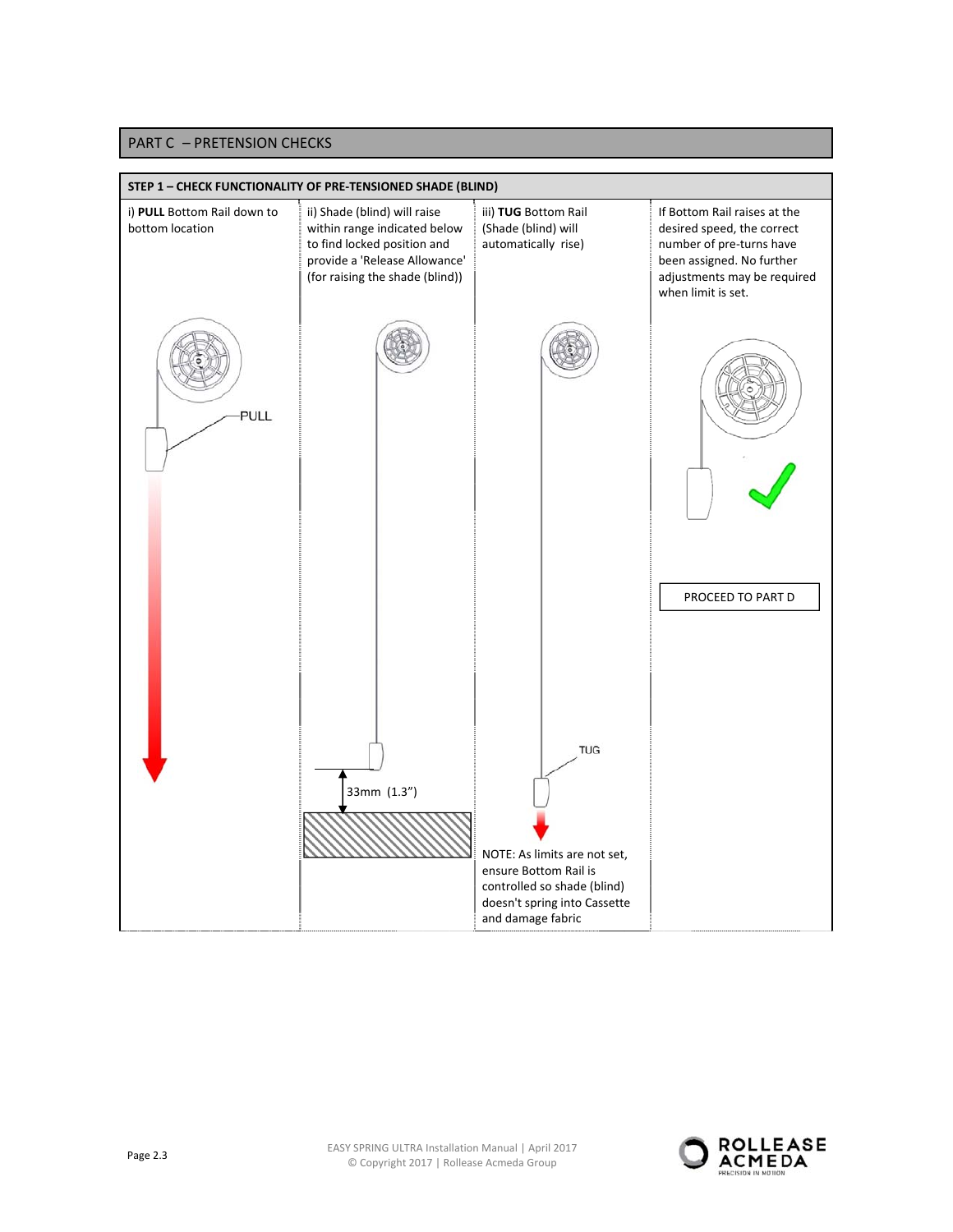## PART C – PRETENSION CHECKS

### STEP 1 – CHECK FUNCTIONALITY OF PRE-TENSIONED SHADE (BLIND)

| i) **PULL** Bottom Rail down to bottom location | ii) Shade (blind) will raise within range indicated below to find locked position and provide a 'Release Allowance' (for raising the shade (blind)) | iii) **TUG** Bottom Rail (Shade (blind) will automatically rise) | If Bottom Rail raises at the desired speed, the correct number of pre-turns have been assigned. No further adjustments may be required when limit is set. |
|---|---|---|---|
| PULL | 33mm (1.3") | TUG | PROCEED TO PART D |
| | | NOTE: As limits are not set, ensure Bottom Rail is controlled so shade (blind) doesn't spring into Cassette and damage fabric | |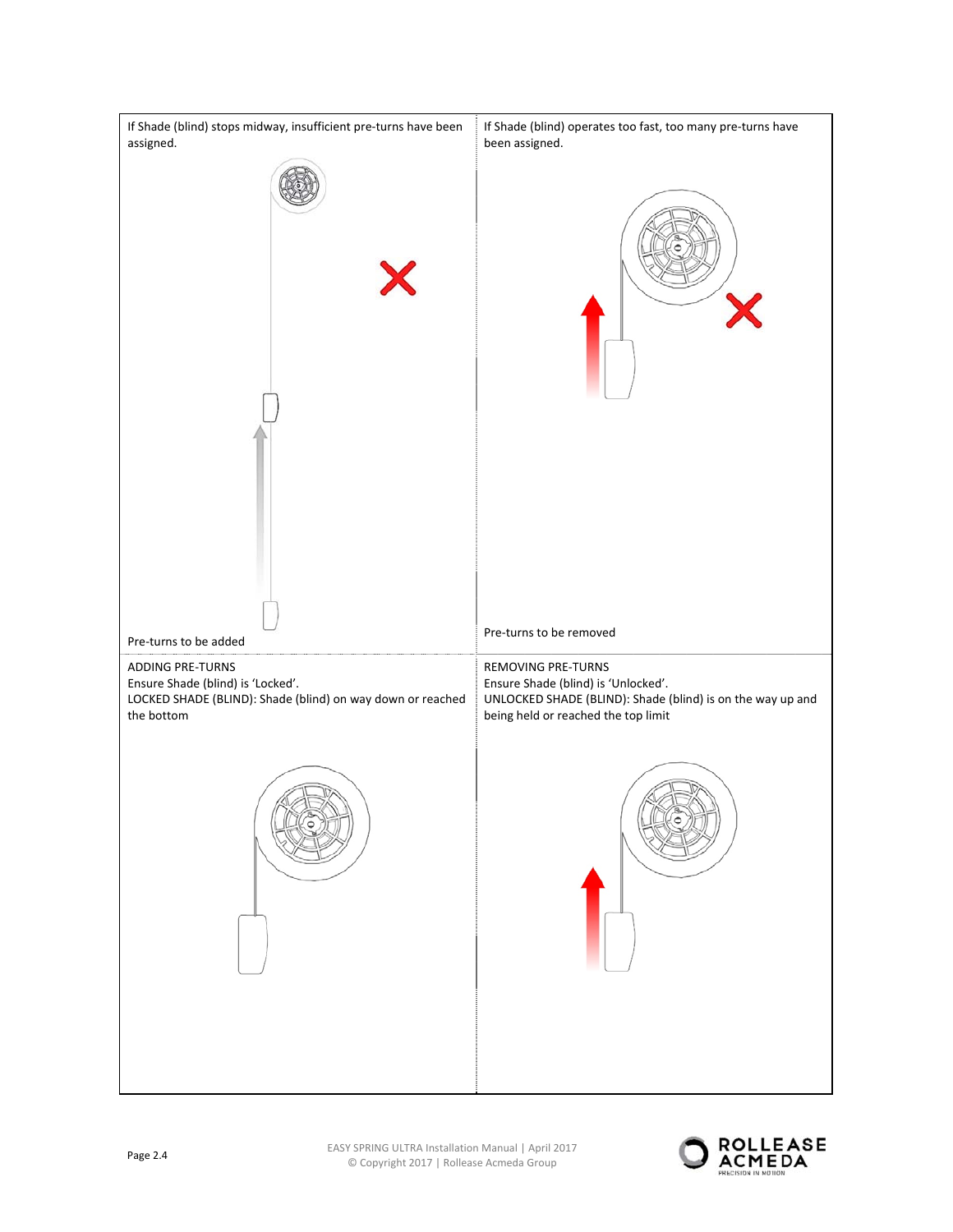| If Shade (blind) stops midway, insufficient pre-turns have been assigned. | If Shade (blind) operates too fast, too many pre-turns have been assigned. |
| --- | --- |
| Pre-turns to be added | Pre-turns to be removed |
| ADDING PRE-TURNS<br>Ensure Shade (blind) is 'Locked'.<br>LOCKED SHADE (BLIND): Shade (blind) on way down or reached the bottom | REMOVING PRE-TURNS<br>Ensure Shade (blind) is 'Unlocked'.<br>UNLOCKED SHADE (BLIND): Shade (blind) is on the way up and being held or reached the top limit |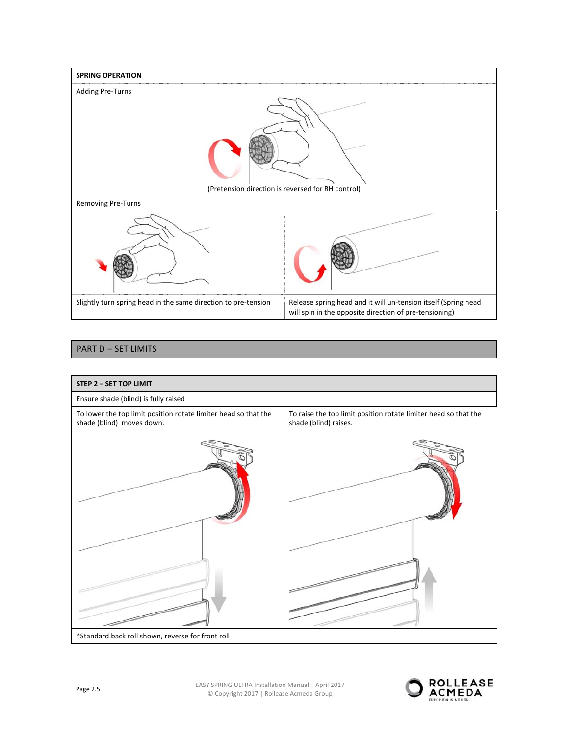| SPRING OPERATION | |
|---|---|
| Adding Pre-Turns | |
| (Pretension direction is reversed for RH control) | |
| Removing Pre-Turns | |
| Slightly turn spring head in the same direction to pre-tension | Release spring head and it will un-tension itself (Spring head will spin in the opposite direction of pre-tensioning) |

## PART D – SET LIMITS

| STEP 2 – SET TOP LIMIT | |
|---|---|
| Ensure shade (blind) is fully raised | |
| To lower the top limit position rotate limiter head so that the shade (blind) moves down. | To raise the top limit position rotate limiter head so that the shade (blind) raises. |
| *Standard back roll shown, reverse for front roll | |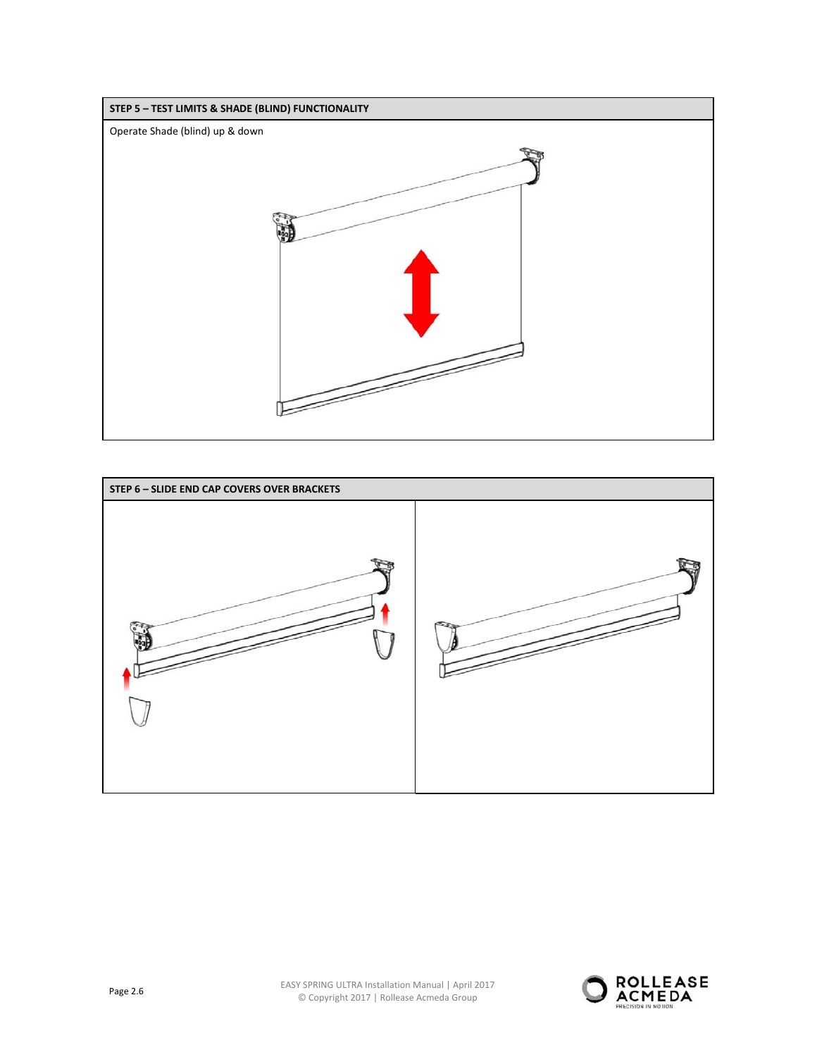## STEP 5 – TEST LIMITS & SHADE (BLIND) FUNCTIONALITY

Operate Shade (blind) up & down

## STEP 6 – SLIDE END CAP COVERS OVER BRACKETS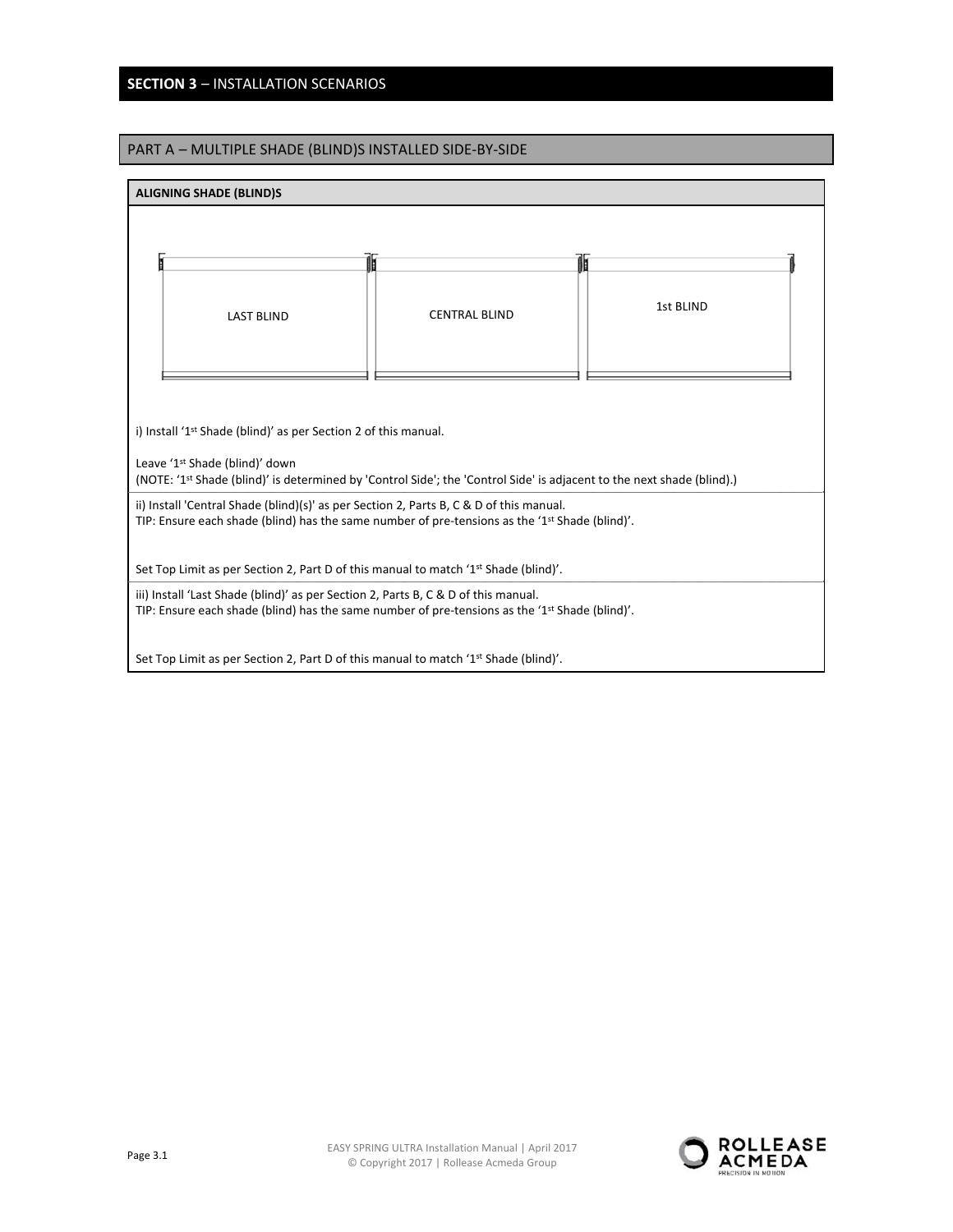## SECTION 3 – INSTALLATION SCENARIOS

### PART A – MULTIPLE SHADE (BLIND)S INSTALLED SIDE-BY-SIDE

**ALIGNING SHADE (BLIND)S**

LAST BLIND    CENTRAL BLIND    1st BLIND

i) Install '1st Shade (blind)' as per Section 2 of this manual.

Leave '1st Shade (blind)' down
(NOTE: '1st Shade (blind)' is determined by 'Control Side'; the 'Control Side' is adjacent to the next shade (blind).)

ii) Install 'Central Shade (blind)(s)' as per Section 2, Parts B, C & D of this manual.
TIP: Ensure each shade (blind) has the same number of pre-tensions as the '1st Shade (blind)'.

Set Top Limit as per Section 2, Part D of this manual to match '1st Shade (blind)'.

iii) Install 'Last Shade (blind)' as per Section 2, Parts B, C & D of this manual.
TIP: Ensure each shade (blind) has the same number of pre-tensions as the '1st Shade (blind)'.

Set Top Limit as per Section 2, Part D of this manual to match '1st Shade (blind)'.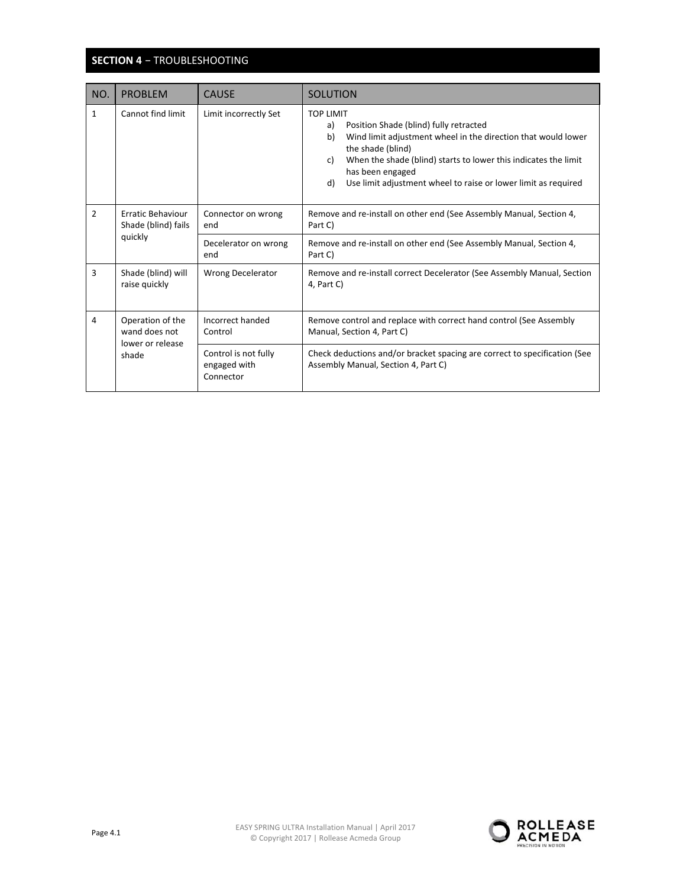## SECTION 4 – TROUBLESHOOTING

| NO. | PROBLEM | CAUSE | SOLUTION |
|---|---|---|---|
| 1 | Cannot find limit | Limit incorrectly Set | TOP LIMIT<br>a) Position Shade (blind) fully retracted<br>b) Wind limit adjustment wheel in the direction that would lower the shade (blind)<br>c) When the shade (blind) starts to lower this indicates the limit has been engaged<br>d) Use limit adjustment wheel to raise or lower limit as required |
| 2 | Erratic Behaviour Shade (blind) fails quickly | Connector on wrong end | Remove and re-install on other end (See Assembly Manual, Section 4, Part C) |
| | | Decelerator on wrong end | Remove and re-install on other end (See Assembly Manual, Section 4, Part C) |
| 3 | Shade (blind) will raise quickly | Wrong Decelerator | Remove and re-install correct Decelerator (See Assembly Manual, Section 4, Part C) |
| 4 | Operation of the wand does not lower or release shade | Incorrect handed Control | Remove control and replace with correct hand control (See Assembly Manual, Section 4, Part C) |
| | | Control is not fully engaged with Connector | Check deductions and/or bracket spacing are correct to specification (See Assembly Manual, Section 4, Part C) |